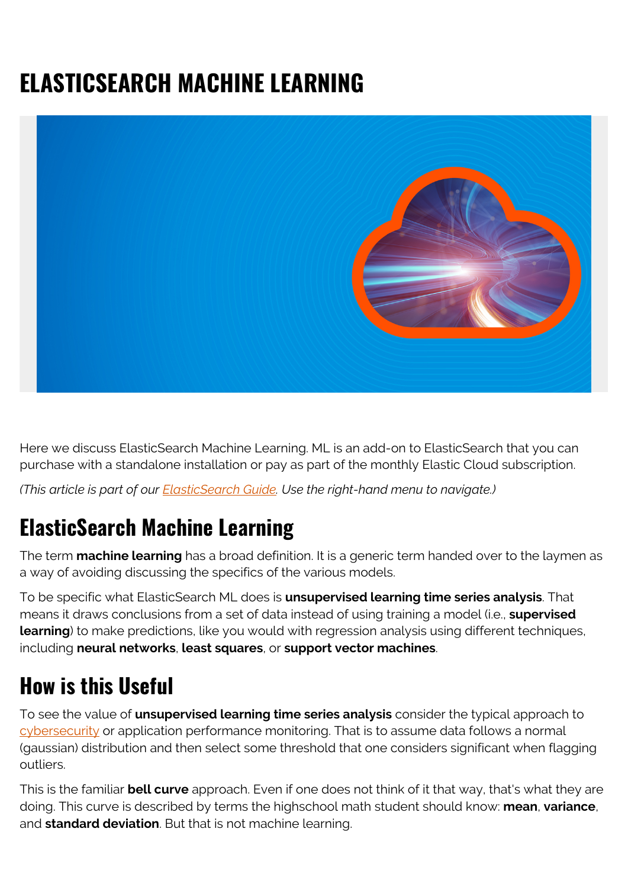# ELASTICSEARCH MACHINE LEARNING

Here we discuss ElasticSearch Machine Learning. ML is an add-on to ElasticSearch that you can purchase with a standalone installation or pay as part of the monthly Elastic Cloud subscription.

*(This article is part of our ElasticSearch Guide. Use the right-hand menu to navigate.)*

## ElasticSearch Machine Learning

The term **machine learning** has a broad definition. It is a generic term handed over to the laymen as a way of avoiding discussing the specifics of the various models.

To be specific what ElasticSearch ML does is **unsupervised learning time series analysis**. That means it draws conclusions from a set of data instead of using training a model (i.e., **supervised learning**) to make predictions, like you would with regression analysis using different techniques, including **neural networks**, **least squares**, or **support vector machines**.

## How is this Useful

To see the value of **unsupervised learning time series analysis** consider the typical approach to cybersecurity or application performance monitoring. That is to assume data follows a normal (gaussian) distribution and then select some threshold that one considers significant when flagging outliers.

This is the familiar **bell curve** approach. Even if one does not think of it that way, that's what they are doing. This curve is described by terms the highschool math student should know: **mean**, **variance**, and **standard deviation**. But that is not machine learning.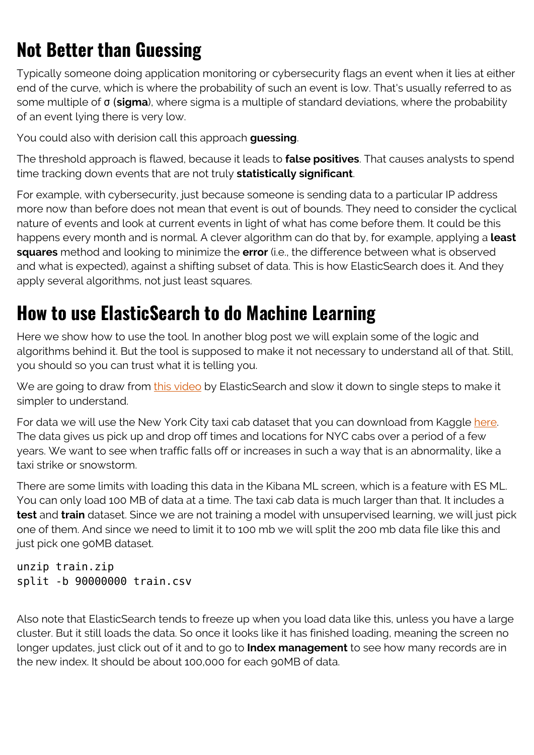## Not Better than Guessing

Typically someone doing application monitoring or cybersecurity flags an event when it lies at either end of the curve, which is where the probability of such an event is low. That's usually referred to as some multiple of σ (**sigma**), where sigma is a multiple of standard deviations, where the probability of an event lying there is very low.

You could also with derision call this approach **guessing**.

The threshold approach is flawed, because it leads to **false positives**. That causes analysts to spend time tracking down events that are not truly **statistically significant**.

For example, with cybersecurity, just because someone is sending data to a particular IP address more now than before does not mean that event is out of bounds. They need to consider the cyclical nature of events and look at current events in light of what has come before them. It could be this happens every month and is normal. A clever algorithm can do that by, for example, applying a **least squares** method and looking to minimize the **error** (i.e., the difference between what is observed and what is expected), against a shifting subset of data. This is how ElasticSearch does it. And they apply several algorithms, not just least squares.

## How to use ElasticSearch to do Machine Learning

Here we show how to use the tool. In another blog post we will explain some of the logic and algorithms behind it. But the tool is supposed to make it not necessary to understand all of that. Still, you should so you can trust what it is telling you.

We are going to draw from this video by ElasticSearch and slow it down to single steps to make it simpler to understand.

For data we will use the New York City taxi cab dataset that you can download from Kaggle here. The data gives us pick up and drop off times and locations for NYC cabs over a period of a few years. We want to see when traffic falls off or increases in such a way that is an abnormality, like a taxi strike or snowstorm.

There are some limits with loading this data in the Kibana ML screen, which is a feature with ES ML. You can only load 100 MB of data at a time. The taxi cab data is much larger than that. It includes a **test** and **train** dataset. Since we are not training a model with unsupervised learning, we will just pick one of them. And since we need to limit it to 100 mb we will split the 200 mb data file like this and just pick one 90MB dataset.

```
unzip train.zip
split -b 90000000 train.csv
```

Also note that ElasticSearch tends to freeze up when you load data like this, unless you have a large cluster. But it still loads the data. So once it looks like it has finished loading, meaning the screen no longer updates, just click out of it and to go to **Index management** to see how many records are in the new index. It should be about 100,000 for each 90MB of data.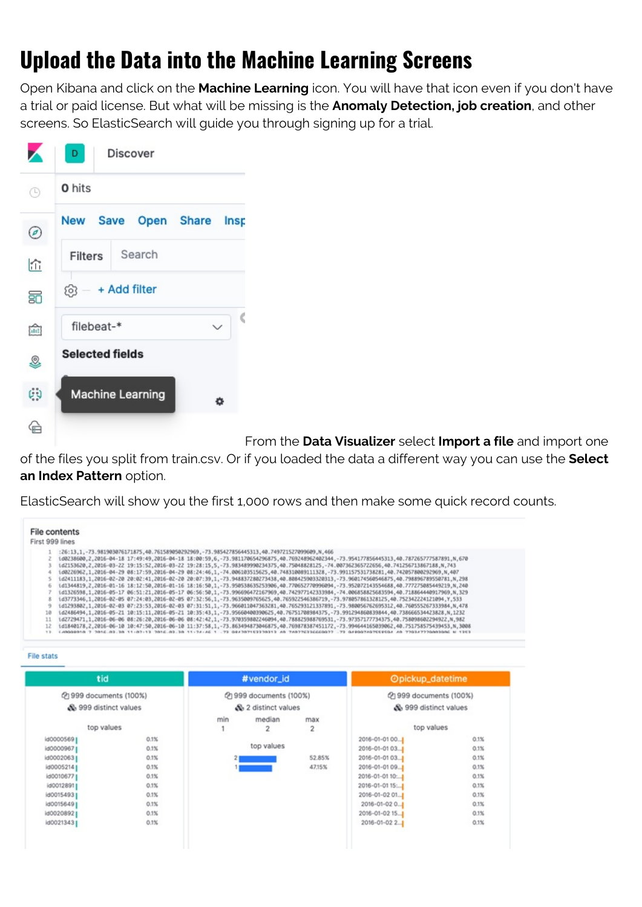# Upload the Data into the Machine Learning Screens

Open Kibana and click on the **Machine Learning** icon. You will have that icon even if you don't have a trial or paid license. But what will be missing is the **Anomaly Detection, job creation**, and other screens. So ElasticSearch will guide you through signing up for a trial.

From the **Data Visualizer** select **Import a file** and import one of the files you split from train.csv. Or if you loaded the data a different way you can use the **Select an Index Pattern** option.

ElasticSearch will show you the first 1,000 rows and then make some quick record counts.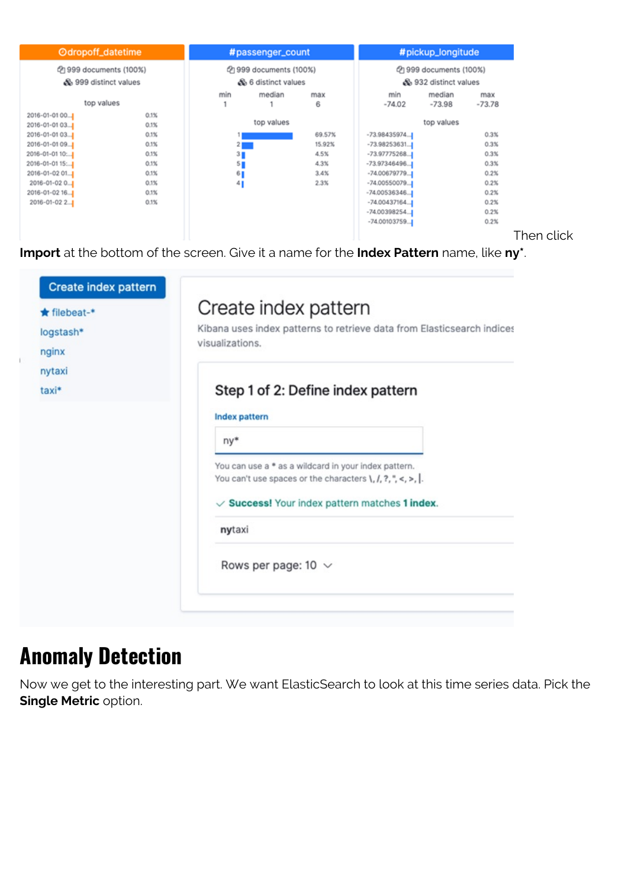Then click **Import** at the bottom of the screen. Give it a name for the **Index Pattern** name, like **ny***.

# Anomaly Detection

Now we get to the interesting part. We want ElasticSearch to look at this time series data. Pick the **Single Metric** option.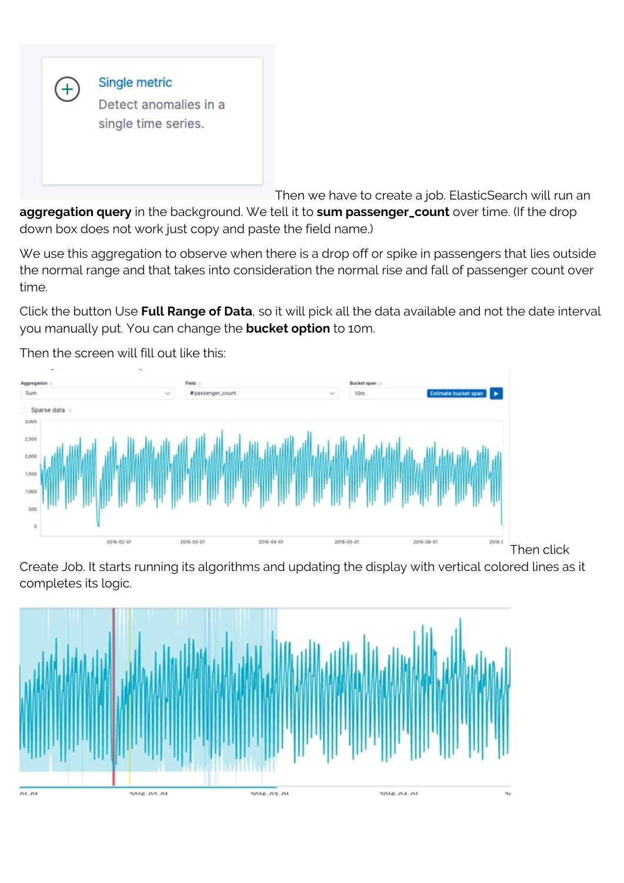Then we have to create a job. ElasticSearch will run an **aggregation query** in the background. We tell it to **sum passenger_count** over time. (If the drop down box does not work just copy and paste the field name.)

We use this aggregation to observe when there is a drop off or spike in passengers that lies outside the normal range and that takes into consideration the normal rise and fall of passenger count over time.

Click the button Use **Full Range of Data**, so it will pick all the data available and not the date interval you manually put. You can change the **bucket option** to 10m.

Then the screen will fill out like this:

Then click Create Job. It starts running its algorithms and updating the display with vertical colored lines as it completes its logic.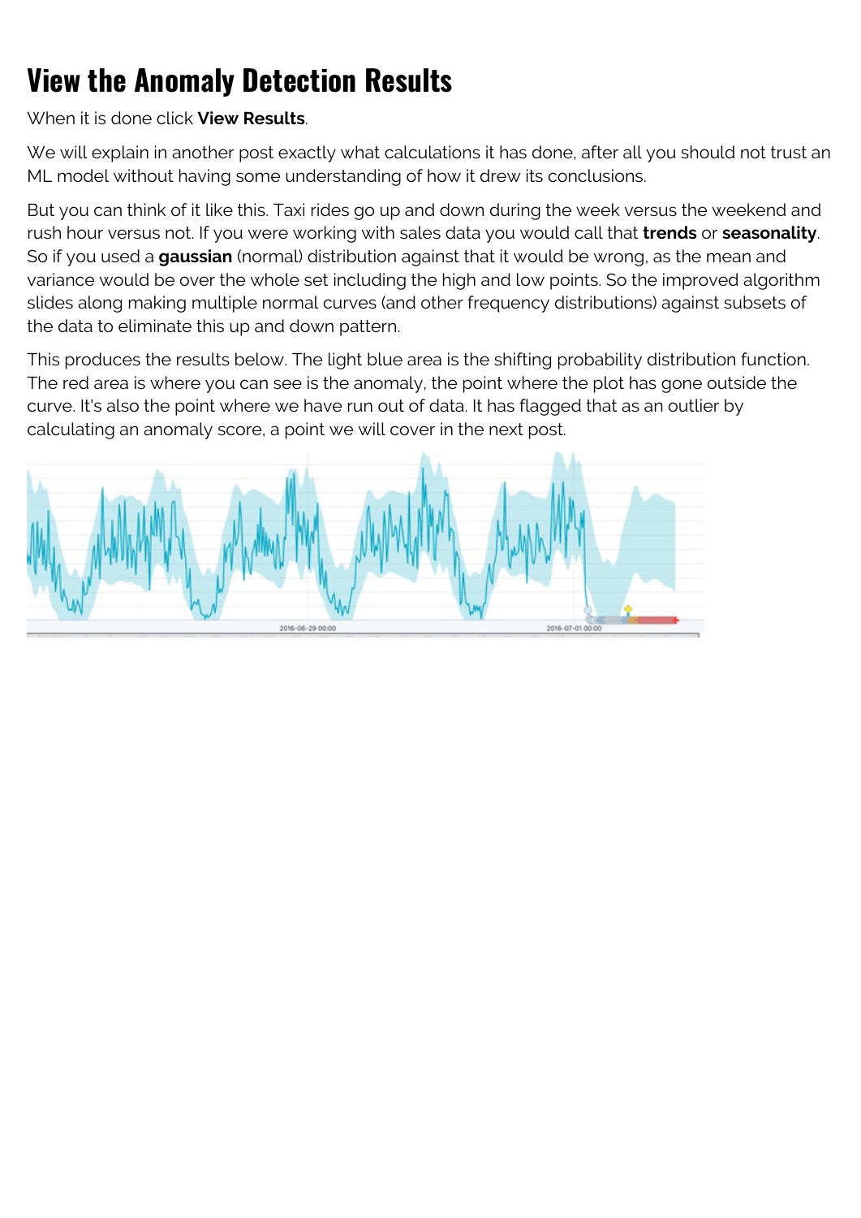# View the Anomaly Detection Results

When it is done click **View Results**.

We will explain in another post exactly what calculations it has done, after all you should not trust an ML model without having some understanding of how it drew its conclusions.

But you can think of it like this. Taxi rides go up and down during the week versus the weekend and rush hour versus not. If you were working with sales data you would call that **trends** or **seasonality**. So if you used a **gaussian** (normal) distribution against that it would be wrong, as the mean and variance would be over the whole set including the high and low points. So the improved algorithm slides along making multiple normal curves (and other frequency distributions) against subsets of the data to eliminate this up and down pattern.

This produces the results below. The light blue area is the shifting probability distribution function. The red area is where you can see is the anomaly, the point where the plot has gone outside the curve. It's also the point where we have run out of data. It has flagged that as an outlier by calculating an anomaly score, a point we will cover in the next post.

2016-06-29 00:00

2016-07-01 00:00